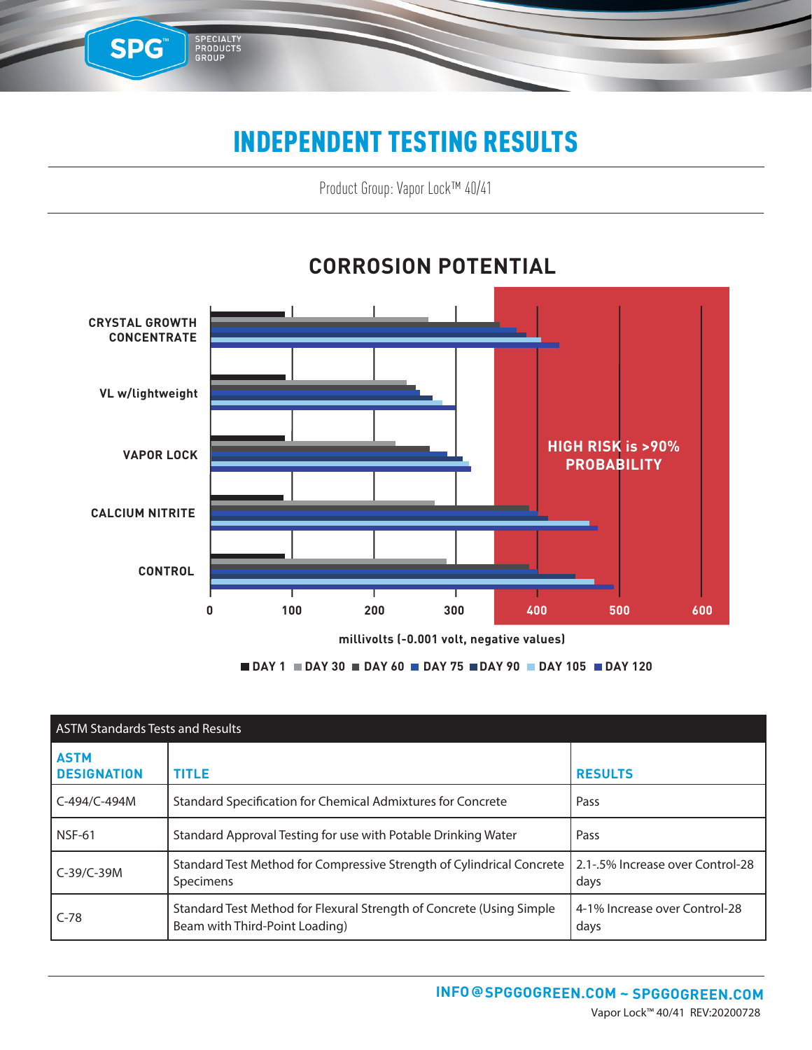SPG™ SPECIALTY PRODUCTS GROUP

# INDEPENDENT TESTING RESULTS

Product Group: Vapor Lock™ 40/41

## CORROSION POTENTIAL

CRYSTAL GROWTH CONCENTRATE

VL w/lightweight

VAPOR LOCK

CALCIUM NITRITE

CONTROL

HIGH RISK is >90% PROBABILITY

0 100 200 300 400 500 600

millivolts (-0.001 volt, negative values)

DAY 1 DAY 30 DAY 60 DAY 75 DAY 90 DAY 105 DAY 120

| ASTM Standards Tests and Results | | |
|---|---|---|
| **ASTM DESIGNATION** | **TITLE** | **RESULTS** |
| C-494/C-494M | Standard Specification for Chemical Admixtures for Concrete | Pass |
| NSF-61 | Standard Approval Testing for use with Potable Drinking Water | Pass |
| C-39/C-39M | Standard Test Method for Compressive Strength of Cylindrical Concrete Specimens | 2.1-.5% Increase over Control-28 days |
| C-78 | Standard Test Method for Flexural Strength of Concrete (Using Simple Beam with Third-Point Loading) | 4-1% Increase over Control-28 days |

INFO@SPGGOGREEN.COM ~ SPGGOGREEN.COM

Vapor Lock™ 40/41 REV:20200728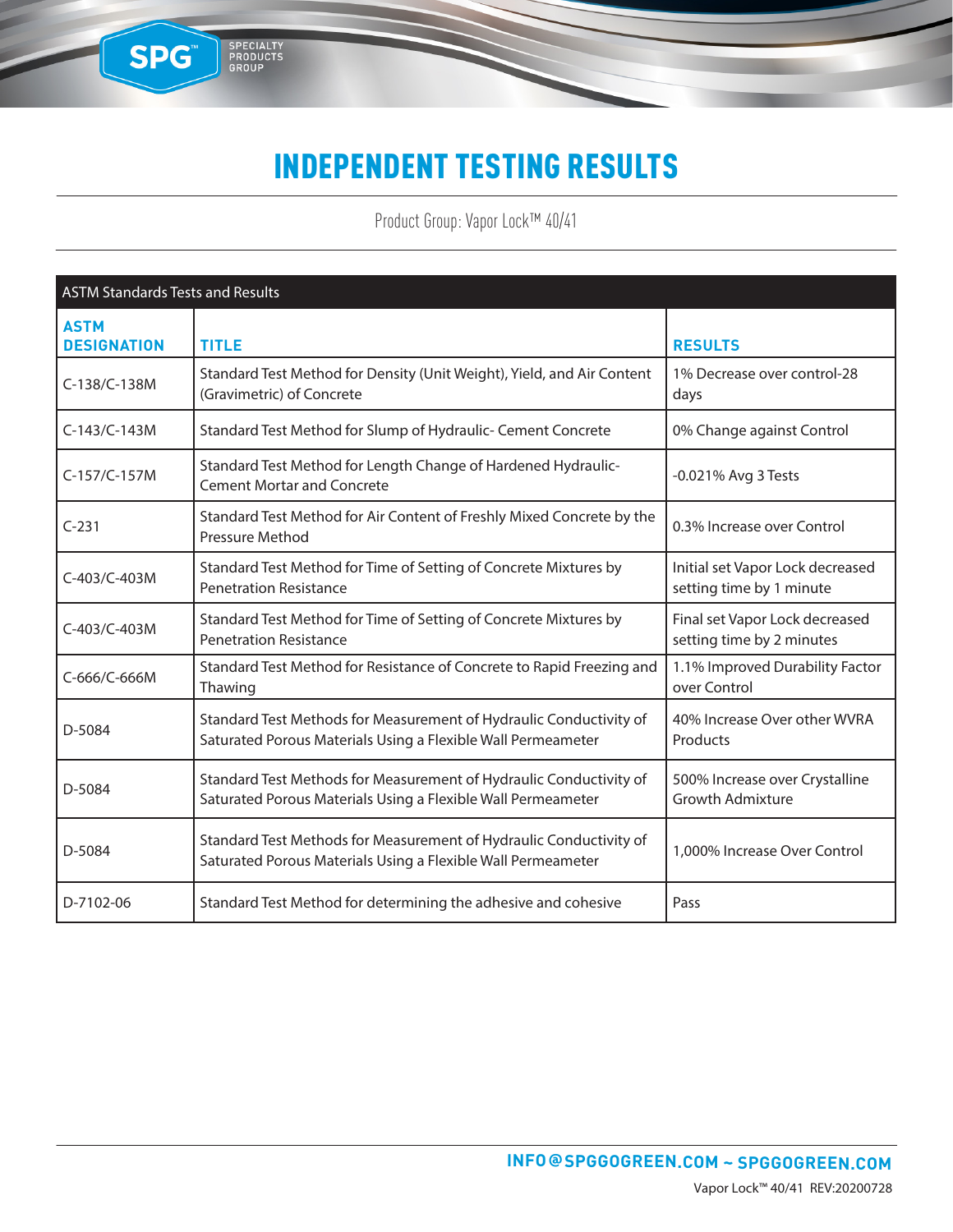# INDEPENDENT TESTING RESULTS

Product Group: Vapor Lock™ 40/41

| ASTM Standards Tests and Results | | |
|---|---|---|
| **ASTM DESIGNATION** | **TITLE** | **RESULTS** |
| C-138/C-138M | Standard Test Method for Density (Unit Weight), Yield, and Air Content (Gravimetric) of Concrete | 1% Decrease over control-28 days |
| C-143/C-143M | Standard Test Method for Slump of Hydraulic- Cement Concrete | 0% Change against Control |
| C-157/C-157M | Standard Test Method for Length Change of Hardened Hydraulic-Cement Mortar and Concrete | -0.021% Avg 3 Tests |
| C-231 | Standard Test Method for Air Content of Freshly Mixed Concrete by the Pressure Method | 0.3% Increase over Control |
| C-403/C-403M | Standard Test Method for Time of Setting of Concrete Mixtures by Penetration Resistance | Initial set Vapor Lock decreased setting time by 1 minute |
| C-403/C-403M | Standard Test Method for Time of Setting of Concrete Mixtures by Penetration Resistance | Final set Vapor Lock decreased setting time by 2 minutes |
| C-666/C-666M | Standard Test Method for Resistance of Concrete to Rapid Freezing and Thawing | 1.1% Improved Durability Factor over Control |
| D-5084 | Standard Test Methods for Measurement of Hydraulic Conductivity of Saturated Porous Materials Using a Flexible Wall Permeameter | 40% Increase Over other WVRA Products |
| D-5084 | Standard Test Methods for Measurement of Hydraulic Conductivity of Saturated Porous Materials Using a Flexible Wall Permeameter | 500% Increase over Crystalline Growth Admixture |
| D-5084 | Standard Test Methods for Measurement of Hydraulic Conductivity of Saturated Porous Materials Using a Flexible Wall Permeameter | 1,000% Increase Over Control |
| D-7102-06 | Standard Test Method for determining the adhesive and cohesive | Pass |

INFO@SPGGOGREEN.COM ~ SPGGOGREEN.COM

Vapor Lock™ 40/41 REV:20200728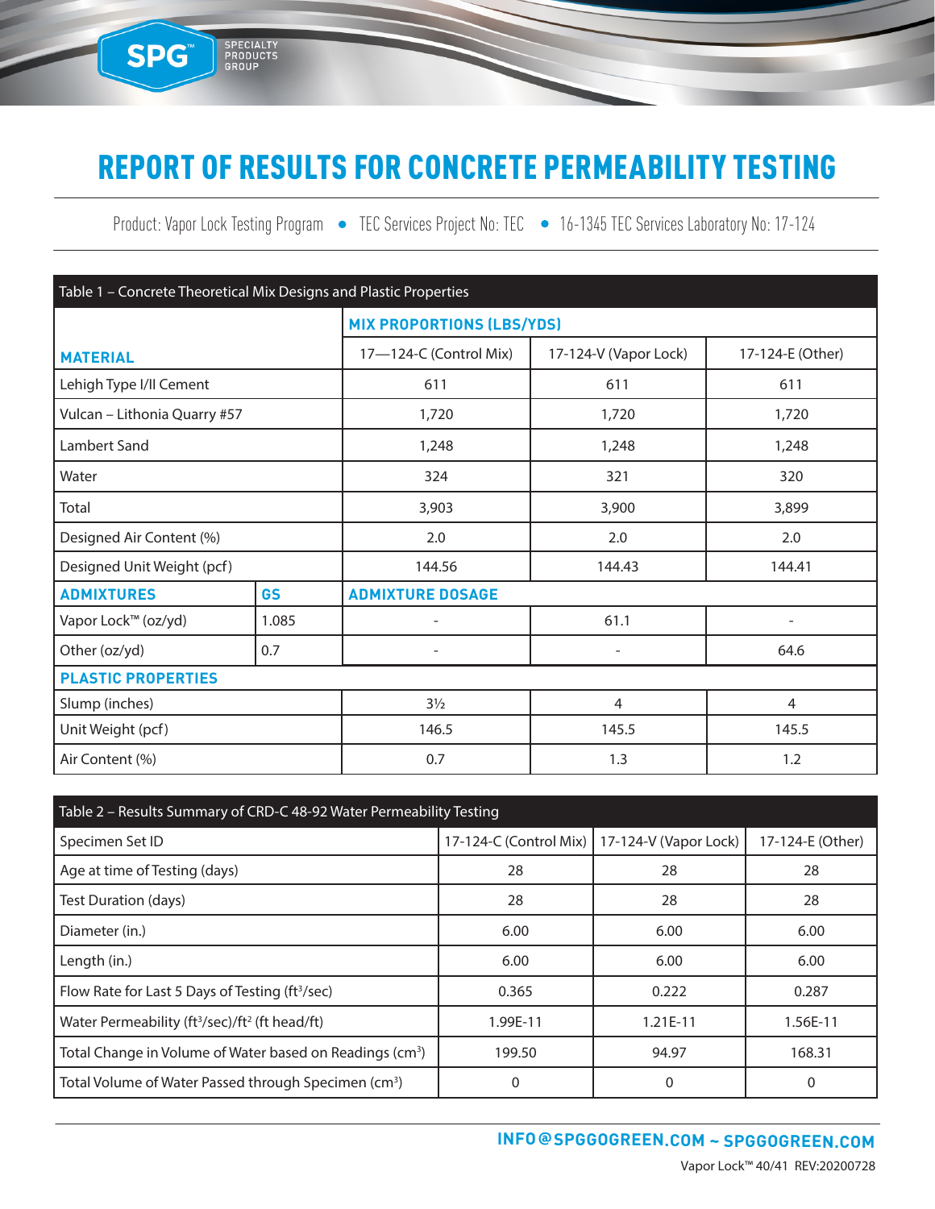# REPORT OF RESULTS FOR CONCRETE PERMEABILITY TESTING

Product: Vapor Lock Testing Program • TEC Services Project No: TEC • 16-1345 TEC Services Laboratory No: 17-124

| Table 1 – Concrete Theoretical Mix Designs and Plastic Properties | | | | |
|---|---|---|---|---|
| | | **MIX PROPORTIONS (LBS/YDS)** | | |
| **MATERIAL** | | 17—124-C (Control Mix) | 17-124-V (Vapor Lock) | 17-124-E (Other) |
| Lehigh Type I/II Cement | | 611 | 611 | 611 |
| Vulcan – Lithonia Quarry #57 | | 1,720 | 1,720 | 1,720 |
| Lambert Sand | | 1,248 | 1,248 | 1,248 |
| Water | | 324 | 321 | 320 |
| Total | | 3,903 | 3,900 | 3,899 |
| Designed Air Content (%) | | 2.0 | 2.0 | 2.0 |
| Designed Unit Weight (pcf) | | 144.56 | 144.43 | 144.41 |
| **ADMIXTURES** | **GS** | **ADMIXTURE DOSAGE** | | |
| Vapor Lock™ (oz/yd) | 1.085 | - | 61.1 | - |
| Other (oz/yd) | 0.7 | - | - | 64.6 |
| **PLASTIC PROPERTIES** | | | | |
| Slump (inches) | | 3½ | 4 | 4 |
| Unit Weight (pcf) | | 146.5 | 145.5 | 145.5 |
| Air Content (%) | | 0.7 | 1.3 | 1.2 |

| Table 2 – Results Summary of CRD-C 48-92 Water Permeability Testing | | | |
|---|---|---|---|
| Specimen Set ID | 17-124-C (Control Mix) | 17-124-V (Vapor Lock) | 17-124-E (Other) |
| Age at time of Testing (days) | 28 | 28 | 28 |
| Test Duration (days) | 28 | 28 | 28 |
| Diameter (in.) | 6.00 | 6.00 | 6.00 |
| Length (in.) | 6.00 | 6.00 | 6.00 |
| Flow Rate for Last 5 Days of Testing ($ft^3$/sec) | 0.365 | 0.222 | 0.287 |
| Water Permeability ($ft^3$/sec)/$ft^2$ (ft head/ft) | 1.99E-11 | 1.21E-11 | 1.56E-11 |
| Total Change in Volume of Water based on Readings ($cm^3$) | 199.50 | 94.97 | 168.31 |
| Total Volume of Water Passed through Specimen ($cm^3$) | 0 | 0 | 0 |

**INFO@SPGGOGREEN.COM ~ SPGGOGREEN.COM**

Vapor Lock™ 40/41 REV:20200728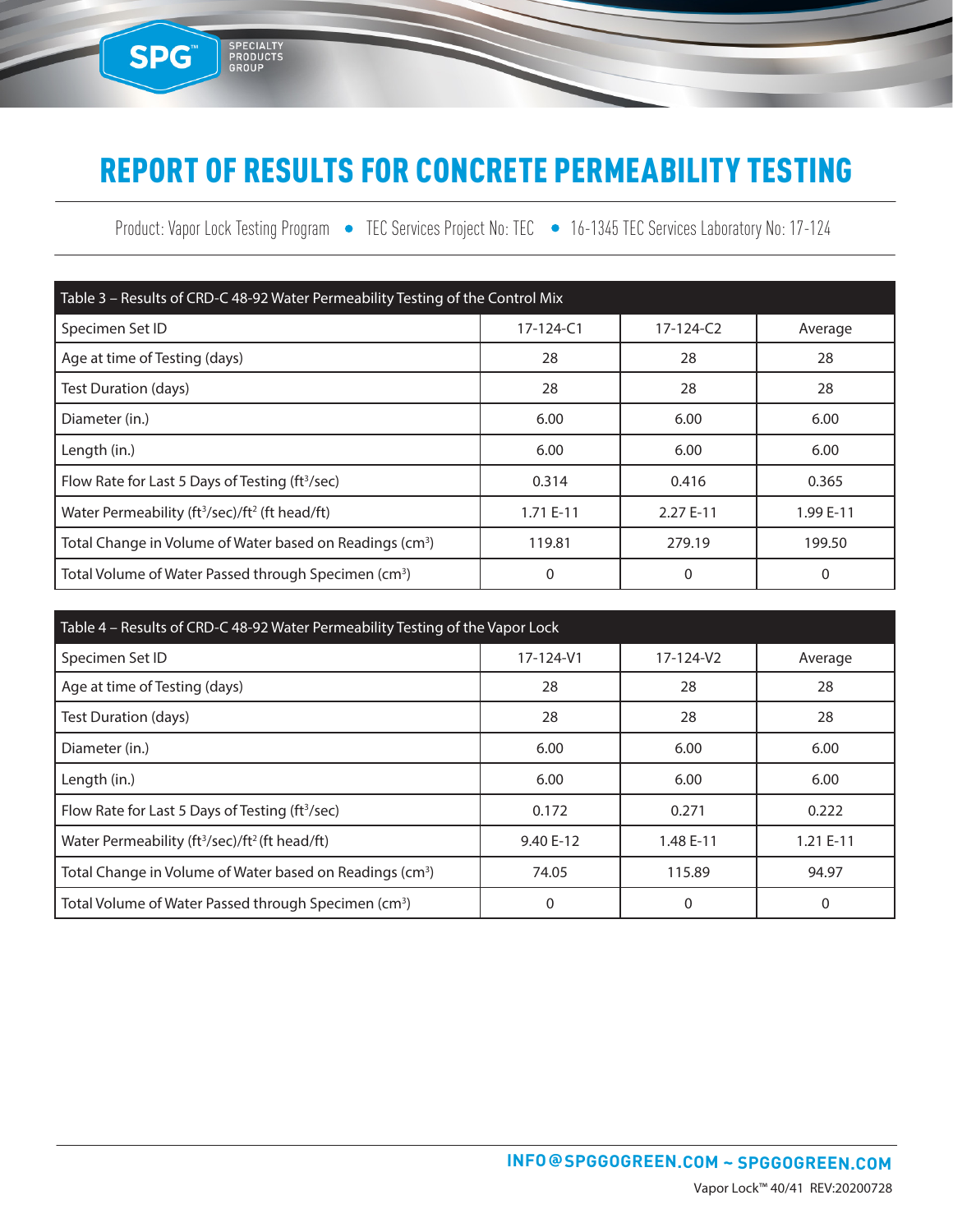# REPORT OF RESULTS FOR CONCRETE PERMEABILITY TESTING

Product: Vapor Lock Testing Program • TEC Services Project No: TEC • 16-1345 TEC Services Laboratory No: 17-124

| Table 3 – Results of CRD-C 48-92 Water Permeability Testing of the Control Mix | | | |
|---|---|---|---|
| Specimen Set ID | 17-124-C1 | 17-124-C2 | Average |
| Age at time of Testing (days) | 28 | 28 | 28 |
| Test Duration (days) | 28 | 28 | 28 |
| Diameter (in.) | 6.00 | 6.00 | 6.00 |
| Length (in.) | 6.00 | 6.00 | 6.00 |
| Flow Rate for Last 5 Days of Testing ($ft^3$/sec) | 0.314 | 0.416 | 0.365 |
| Water Permeability ($ft^3$/sec)/$ft^2$ (ft head/ft) | 1.71 E-11 | 2.27 E-11 | 1.99 E-11 |
| Total Change in Volume of Water based on Readings ($cm^3$) | 119.81 | 279.19 | 199.50 |
| Total Volume of Water Passed through Specimen ($cm^3$) | 0 | 0 | 0 |

| Table 4 – Results of CRD-C 48-92 Water Permeability Testing of the Vapor Lock | | | |
|---|---|---|---|
| Specimen Set ID | 17-124-V1 | 17-124-V2 | Average |
| Age at time of Testing (days) | 28 | 28 | 28 |
| Test Duration (days) | 28 | 28 | 28 |
| Diameter (in.) | 6.00 | 6.00 | 6.00 |
| Length (in.) | 6.00 | 6.00 | 6.00 |
| Flow Rate for Last 5 Days of Testing ($ft^3$/sec) | 0.172 | 0.271 | 0.222 |
| Water Permeability ($ft^3$/sec)/$ft^2$ (ft head/ft) | 9.40 E-12 | 1.48 E-11 | 1.21 E-11 |
| Total Change in Volume of Water based on Readings ($cm^3$) | 74.05 | 115.89 | 94.97 |
| Total Volume of Water Passed through Specimen ($cm^3$) | 0 | 0 | 0 |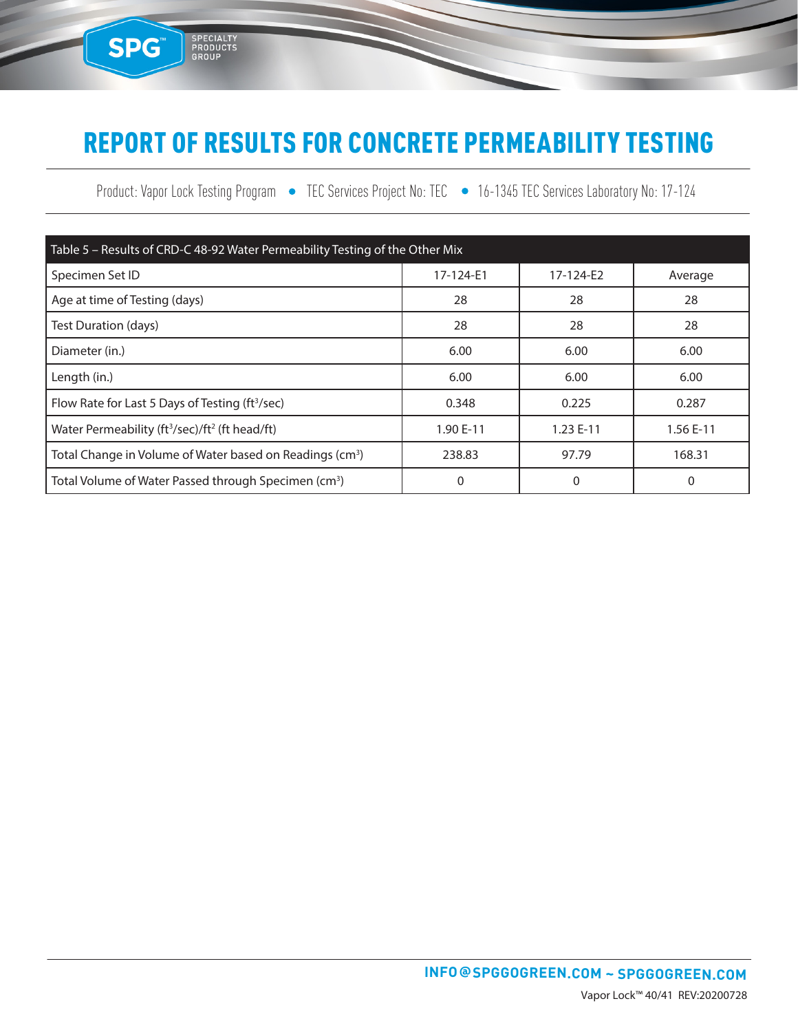# REPORT OF RESULTS FOR CONCRETE PERMEABILITY TESTING

Product: Vapor Lock Testing Program • TEC Services Project No: TEC • 16-1345 TEC Services Laboratory No: 17-124

| Table 5 – Results of CRD-C 48-92 Water Permeability Testing of the Other Mix | | | |
|---|---|---|---|
| Specimen Set ID | 17-124-E1 | 17-124-E2 | Average |
| Age at time of Testing (days) | 28 | 28 | 28 |
| Test Duration (days) | 28 | 28 | 28 |
| Diameter (in.) | 6.00 | 6.00 | 6.00 |
| Length (in.) | 6.00 | 6.00 | 6.00 |
| Flow Rate for Last 5 Days of Testing ($ft^3$/sec) | 0.348 | 0.225 | 0.287 |
| Water Permeability ($ft^3$/sec)/$ft^2$ (ft head/ft) | 1.90 E-11 | 1.23 E-11 | 1.56 E-11 |
| Total Change in Volume of Water based on Readings ($cm^3$) | 238.83 | 97.79 | 168.31 |
| Total Volume of Water Passed through Specimen ($cm^3$) | 0 | 0 | 0 |

INFO@SPGGOGREEN.COM ~ SPGGOGREEN.COM

Vapor Lock™ 40/41 REV:20200728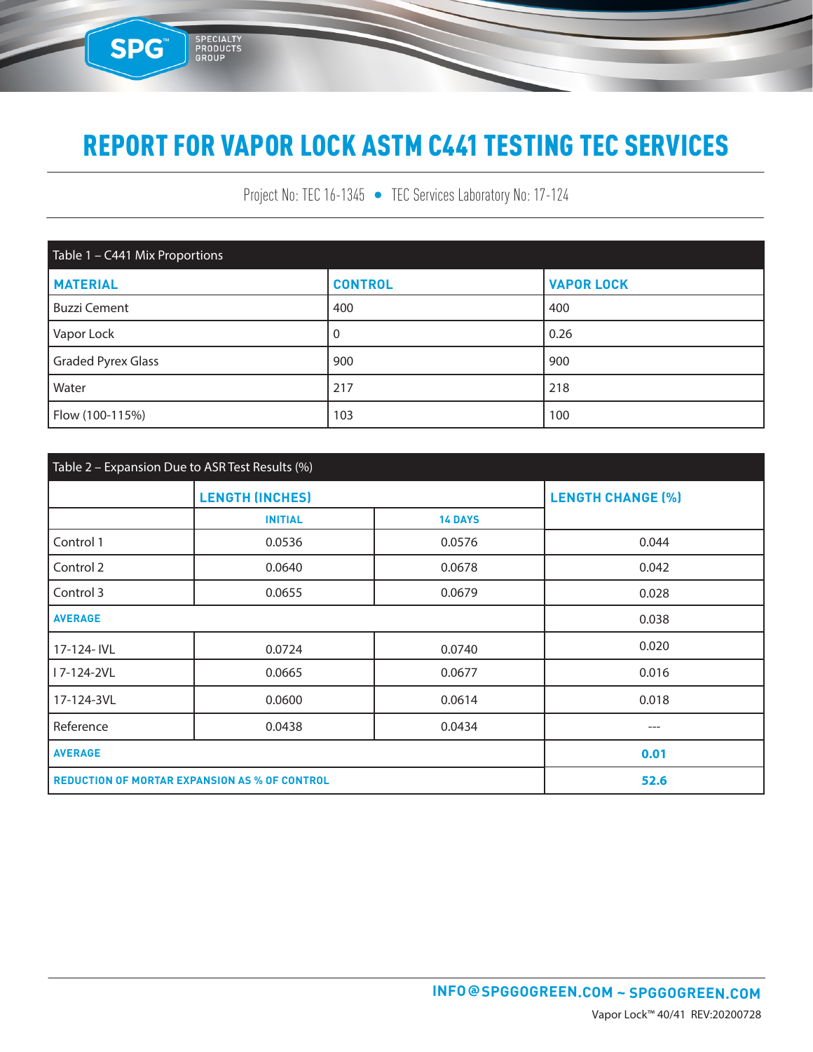# REPORT FOR VAPOR LOCK ASTM C441 TESTING TEC SERVICES

Project No: TEC 16-1345 • TEC Services Laboratory No: 17-124

| Table 1 – C441 Mix Proportions | | |
|---|---|---|
| **MATERIAL** | **CONTROL** | **VAPOR LOCK** |
| Buzzi Cement | 400 | 400 |
| Vapor Lock | 0 | 0.26 |
| Graded Pyrex Glass | 900 | 900 |
| Water | 217 | 218 |
| Flow (100-115%) | 103 | 100 |

| Table 2 – Expansion Due to ASR Test Results (%) | | | |
|---|---|---|---|
| | **LENGTH (INCHES)** | | **LENGTH CHANGE (%)** |
| | **INITIAL** | **14 DAYS** | |
| Control 1 | 0.0536 | 0.0576 | 0.044 |
| Control 2 | 0.0640 | 0.0678 | 0.042 |
| Control 3 | 0.0655 | 0.0679 | 0.028 |
| **AVERAGE** | | | 0.038 |
| 17-124- IVL | 0.0724 | 0.0740 | 0.020 |
| I 7-124-2VL | 0.0665 | 0.0677 | 0.016 |
| 17-124-3VL | 0.0600 | 0.0614 | 0.018 |
| Reference | 0.0438 | 0.0434 | --- |
| **AVERAGE** | | | **0.01** |
| **REDUCTION OF MORTAR EXPANSION AS % OF CONTROL** | | | **52.6** |

**INFO@SPGGOGREEN.COM ~ SPGGOGREEN.COM**

Vapor Lock™ 40/41 REV:20200728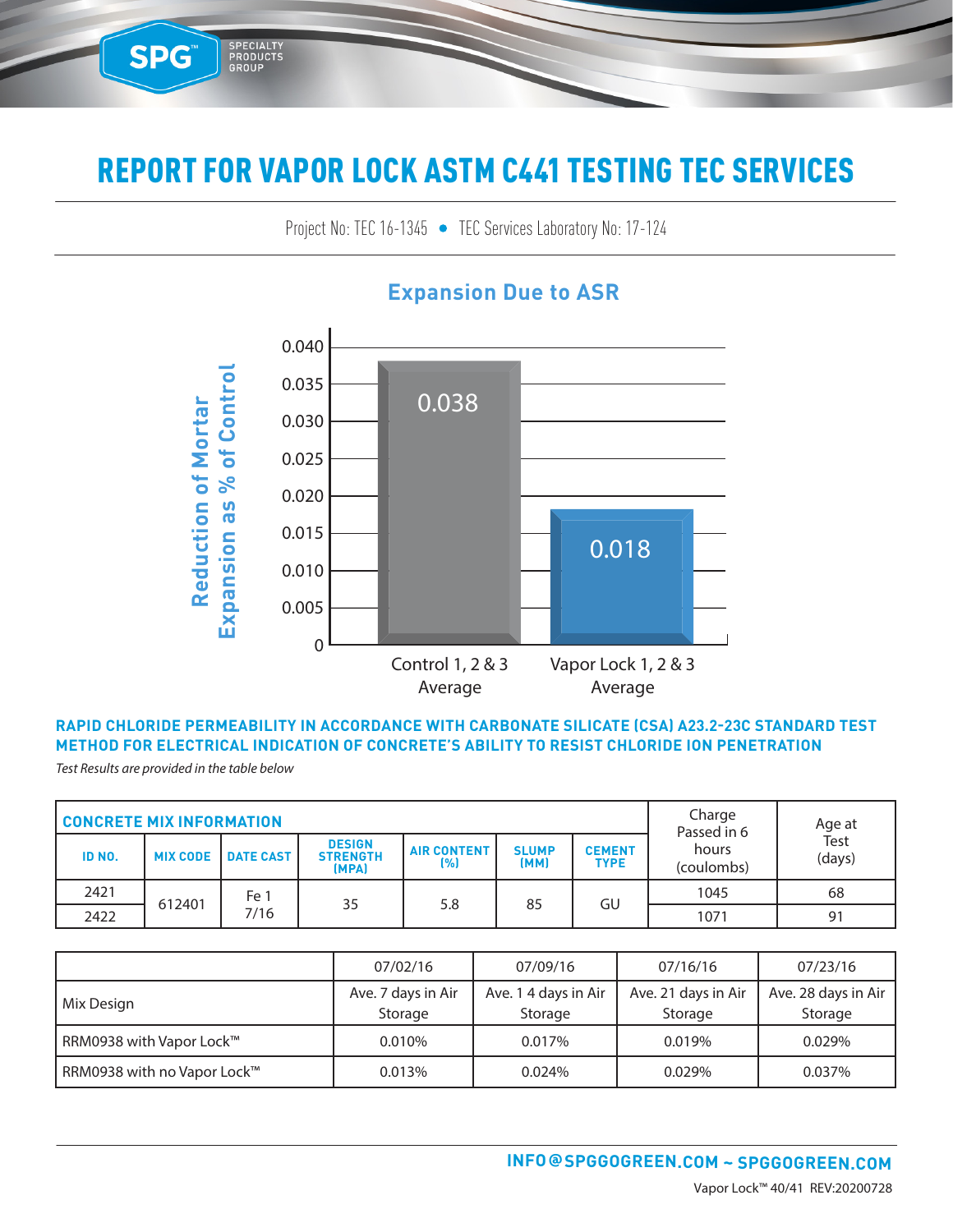# REPORT FOR VAPOR LOCK ASTM C441 TESTING TEC SERVICES

Project No: TEC 16-1345 • TEC Services Laboratory No: 17-124

## Expansion Due to ASR

Reduction of Mortar Expansion as % of Control

0.040
0.035
0.030
0.025
0.020
0.015
0.010
0.005
0

0.038
0.018

Control 1, 2 & 3 Average
Vapor Lock 1, 2 & 3 Average

### RAPID CHLORIDE PERMEABILITY IN ACCORDANCE WITH CARBONATE SILICATE (CSA) A23.2-23C STANDARD TEST METHOD FOR ELECTRICAL INDICATION OF CONCRETE'S ABILITY TO RESIST CHLORIDE ION PENETRATION

*Test Results are provided in the table below*

| CONCRETE MIX INFORMATION | | | | | | | Charge Passed in 6 hours (coulombs) | Age at Test (days) |
|---|---|---|---|---|---|---|---|---|
| ID NO. | MIX CODE | DATE CAST | DESIGN STRENGTH (MPA) | AIR CONTENT (%) | SLUMP (MM) | CEMENT TYPE | | |
| 2421 | 612401 | Fe 1 7/16 | 35 | 5.8 | 85 | GU | 1045 | 68 |
| 2422 | | | | | | | 1071 | 91 |

| | 07/02/16 | 07/09/16 | 07/16/16 | 07/23/16 |
|---|---|---|---|---|
| Mix Design | Ave. 7 days in Air Storage | Ave. 1 4 days in Air Storage | Ave. 21 days in Air Storage | Ave. 28 days in Air Storage |
| RRM0938 with Vapor Lock™ | 0.010% | 0.017% | 0.019% | 0.029% |
| RRM0938 with no Vapor Lock™ | 0.013% | 0.024% | 0.029% | 0.037% |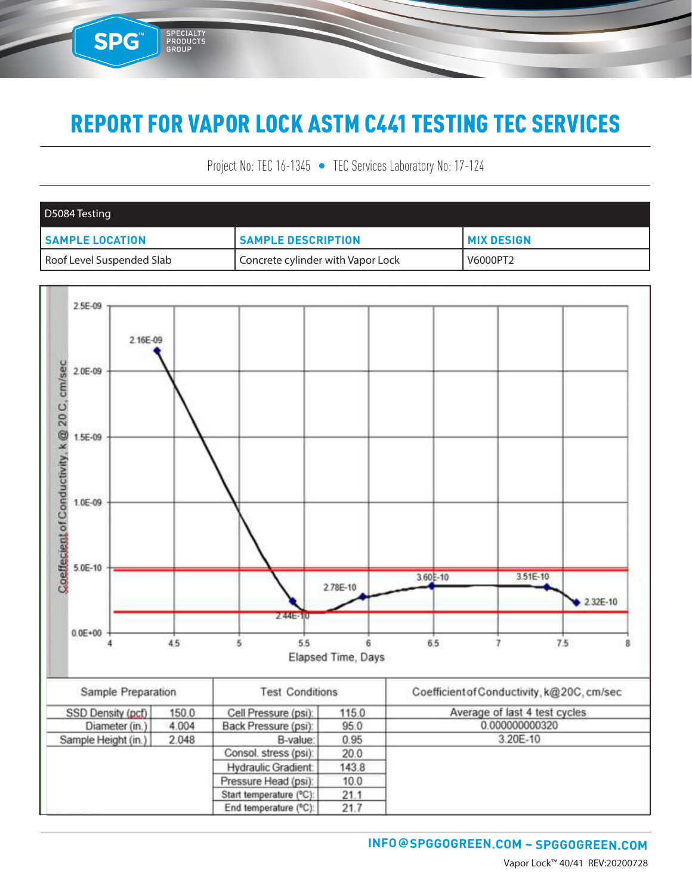# REPORT FOR VAPOR LOCK ASTM C441 TESTING TEC SERVICES

Project No: TEC 16-1345 • TEC Services Laboratory No: 17-124

| D5084 Testing | | |
|---|---|---|
| **SAMPLE LOCATION** | **SAMPLE DESCRIPTION** | **MIX DESIGN** |
| Roof Level Suspended Slab | Concrete cylinder with Vapor Lock | V6000PT2 |

2.5E-09
2.16E-09
2.0E-09
1.5E-09
1.0E-09
5.0E-10
2.78E-10
3.60E-10
3.51E-10
2.32E-10
2.44E-10
0.0E+00
4
4.5
5
5.5
6
6.5
7
7.5
8
Coeffecient of Conductivity, k @ 20 C, cm/sec
Elapsed Time, Days

| Sample Preparation | | Test Conditions | | Coefficient of Conductivity, k@20C, cm/sec |
|---|---|---|---|---|
| SSD Density (pcf) | 150.0 | Cell Pressure (psi): | 115.0 | Average of last 4 test cycles |
| Diameter (in.) | 4.004 | Back Pressure (psi): | 95.0 | 0.000000000320 |
| Sample Height (in.) | 2.048 | B-value: | 0.95 | 3.20E-10 |
| | | Consol. stress (psi): | 20.0 | |
| | | Hydraulic Gradient: | 143.8 | |
| | | Pressure Head (psi): | 10.0 | |
| | | Start temperature (°C): | 21.1 | |
| | | End temperature (°C): | 21.7 | |

**INFO@SPGGOGREEN.COM ~ SPGGOGREEN.COM**

Vapor Lock™ 40/41 REV:20200728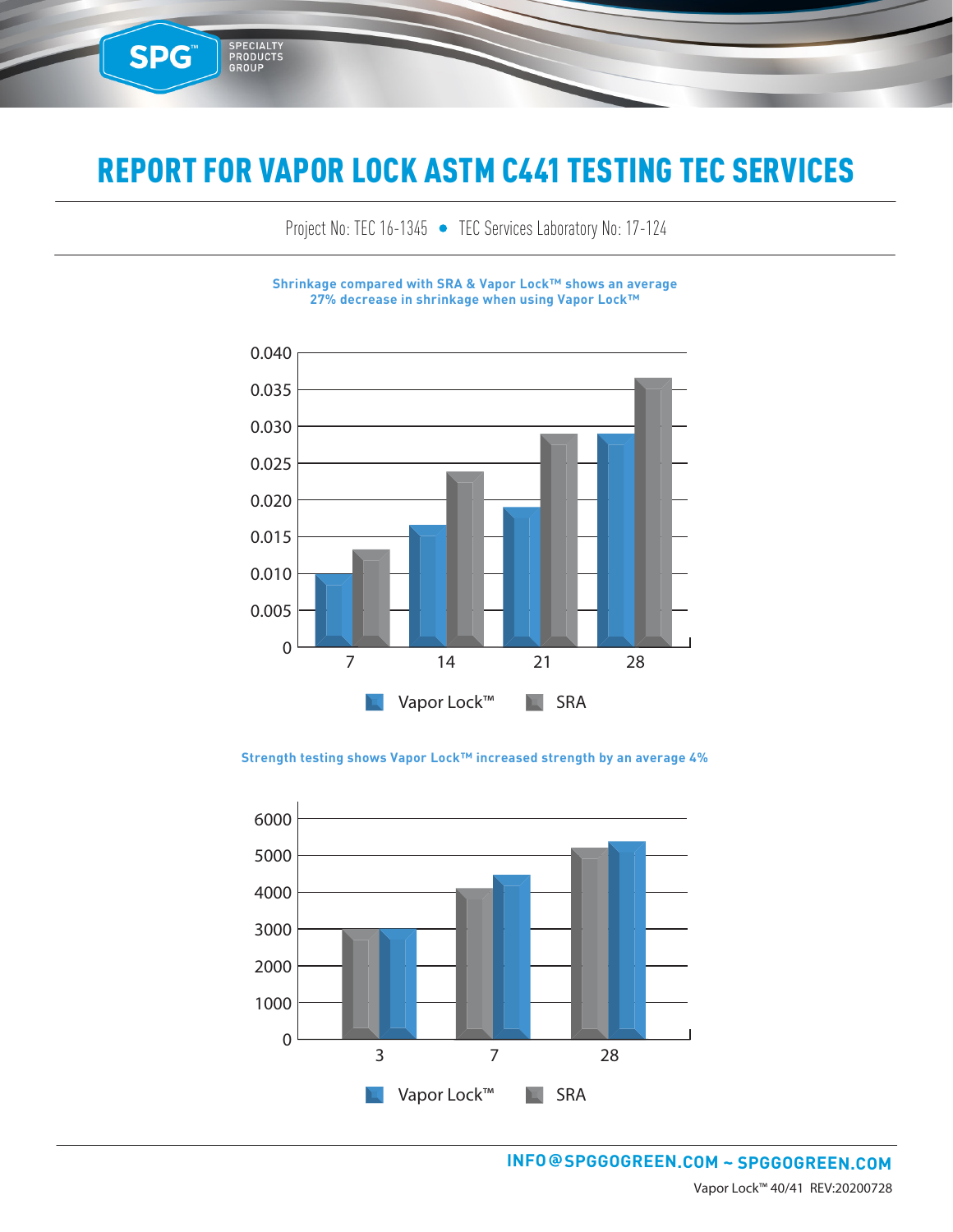# REPORT FOR VAPOR LOCK ASTM C441 TESTING TEC SERVICES

Project No: TEC 16-1345 • TEC Services Laboratory No: 17-124

**Shrinkage compared with SRA & Vapor Lock™ shows an average 27% decrease in shrinkage when using Vapor Lock™**

0.040
0.035
0.030
0.025
0.020
0.015
0.010
0.005
0

7
14
21
28

Vapor Lock™
SRA

**Strength testing shows Vapor Lock™ increased strength by an average 4%**

6000
5000
4000
3000
2000
1000
0

3
7
28

Vapor Lock™
SRA

**INFO@SPGGOGREEN.COM ~ SPGGOGREEN.COM**

Vapor Lock™ 40/41 REV:20200728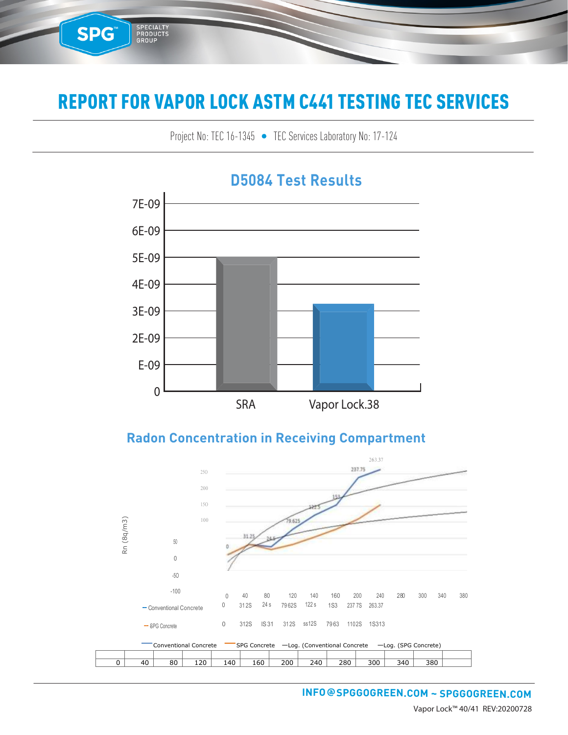# REPORT FOR VAPOR LOCK ASTM C441 TESTING TEC SERVICES

Project No: TEC 16-1345 • TEC Services Laboratory No: 17-124

## D5084 Test Results

7E-09
6E-09
5E-09
4E-09
3E-09
2E-09
E-09
0

SRA
Vapor Lock.38

## Radon Concentration in Receiving Compartment

263.37
237.75
153
122.5
79.625
31.25
24.6
0

250
200
150
100
50
0
-50
-100

Rn (8q/m3)

0 40 80 120 140 160 200 240 280 300 340 380

— Conventional Concrete 0 312S 24 s 7962S 122 s 1S3 237 7S 263.37

— SPG Concrete 0 312S IS 31 312S ss12S 7963 1102S 1S313

Conventional Concrete — SPG Concrete — Log. (Conventional Concrete — Log. (SPG Concrete)

| | | | | | | | | | | | | |
|---|---|---|---|---|---|---|---|---|---|---|---|---|
| 0 | 40 | 80 | 120 | 140 | 160 | 200 | 240 | 280 | 300 | 340 | 380 | |

**INFO@SPGGOGREEN.COM ~ SPGGOGREEN.COM**

Vapor Lock™ 40/41 REV:20200728